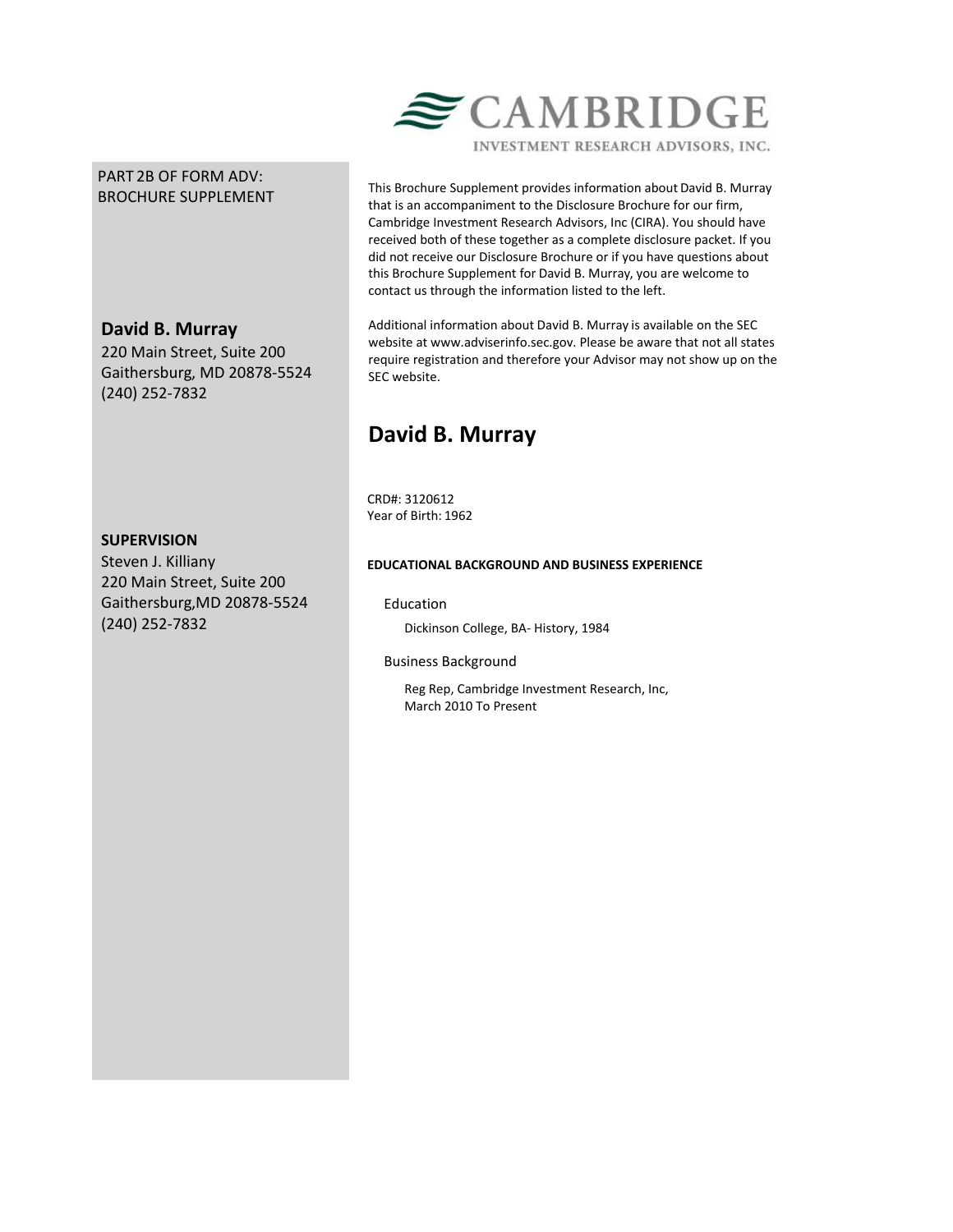CAMBRIDGE
INVESTMENT RESEARCH ADVISORS, INC.

PART 2B OF FORM ADV:
BROCHURE SUPPLEMENT

**David B. Murray**
220 Main Street, Suite 200
Gaithersburg, MD 20878-5524
(240) 252-7832

**SUPERVISION**
Steven J. Killiany
220 Main Street, Suite 200
Gaithersburg,MD 20878-5524
(240) 252-7832

This Brochure Supplement provides information about David B. Murray that is an accompaniment to the Disclosure Brochure for our firm, Cambridge Investment Research Advisors, Inc (CIRA). You should have received both of these together as a complete disclosure packet. If you did not receive our Disclosure Brochure or if you have questions about this Brochure Supplement for David B. Murray, you are welcome to contact us through the information listed to the left.

Additional information about David B. Murray is available on the SEC website at www.adviserinfo.sec.gov. Please be aware that not all states require registration and therefore your Advisor may not show up on the SEC website.

# David B. Murray

CRD#: 3120612
Year of Birth: 1962

**EDUCATIONAL BACKGROUND AND BUSINESS EXPERIENCE**

Education

Dickinson College, BA- History, 1984

Business Background

Reg Rep, Cambridge Investment Research, Inc,
March 2010 To Present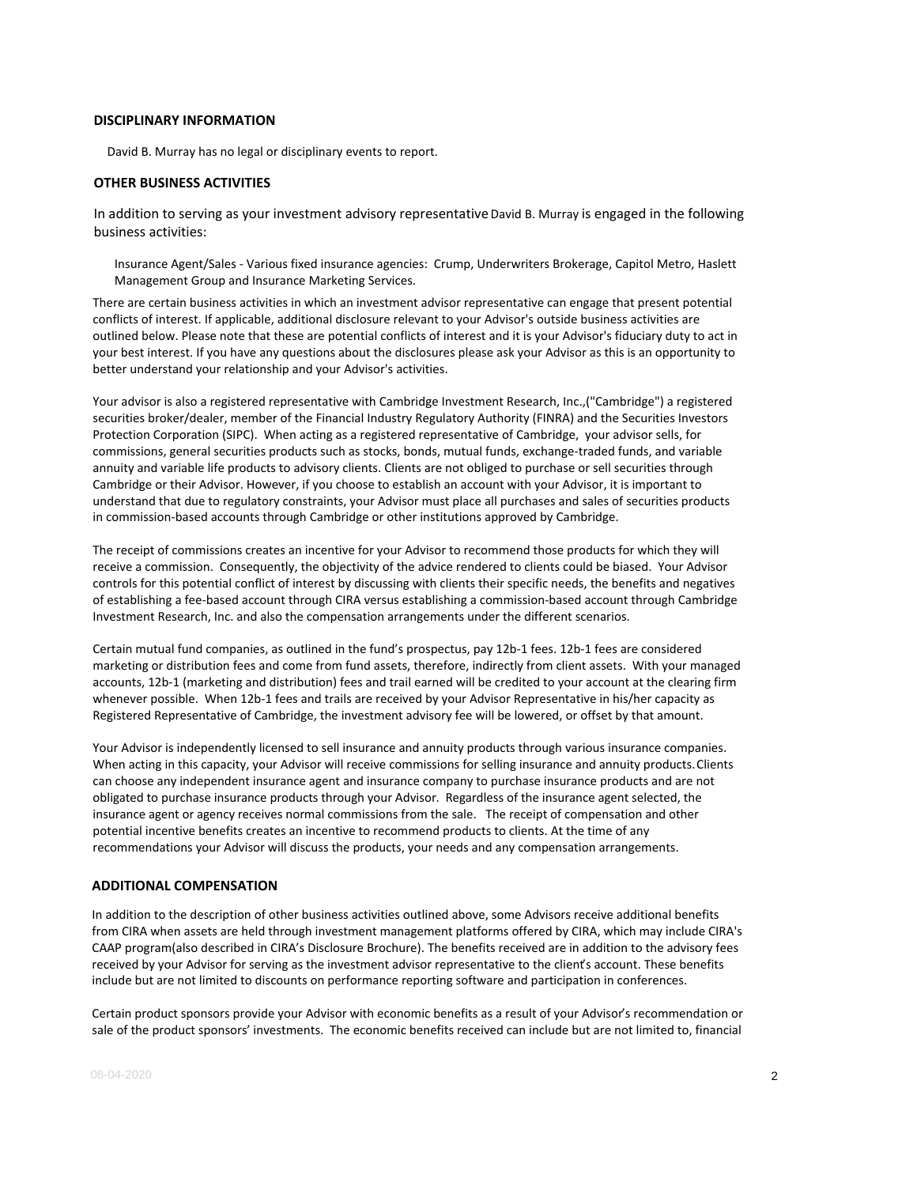## DISCLIPLINARY INFORMATION

David B. Murray has no legal or disciplinary events to report.

## OTHER BUSINESS ACTIVITIES

In addition to serving as your investment advisory representative David B. Murray is engaged in the following business activities:

Insurance Agent/Sales - Various fixed insurance agencies: Crump, Underwriters Brokerage, Capitol Metro, Haslett Management Group and Insurance Marketing Services.

There are certain business activities in which an investment advisor representative can engage that present potential conflicts of interest. If applicable, additional disclosure relevant to your Advisor's outside business activities are outlined below. Please note that these are potential conflicts of interest and it is your Advisor's fiduciary duty to act in your best interest. If you have any questions about the disclosures please ask your Advisor as this is an opportunity to better understand your relationship and your Advisor's activities.

Your advisor is also a registered representative with Cambridge Investment Research, Inc.,("Cambridge") a registered securities broker/dealer, member of the Financial Industry Regulatory Authority (FINRA) and the Securities Investors Protection Corporation (SIPC). When acting as a registered representative of Cambridge, your advisor sells, for commissions, general securities products such as stocks, bonds, mutual funds, exchange-traded funds, and variable annuity and variable life products to advisory clients. Clients are not obliged to purchase or sell securities through Cambridge or their Advisor. However, if you choose to establish an account with your Advisor, it is important to understand that due to regulatory constraints, your Advisor must place all purchases and sales of securities products in commission-based accounts through Cambridge or other institutions approved by Cambridge.

The receipt of commissions creates an incentive for your Advisor to recommend those products for which they will receive a commission. Consequently, the objectivity of the advice rendered to clients could be biased. Your Advisor controls for this potential conflict of interest by discussing with clients their specific needs, the benefits and negatives of establishing a fee-based account through CIRA versus establishing a commission-based account through Cambridge Investment Research, Inc. and also the compensation arrangements under the different scenarios.

Certain mutual fund companies, as outlined in the fund's prospectus, pay 12b-1 fees. 12b-1 fees are considered marketing or distribution fees and come from fund assets, therefore, indirectly from client assets. With your managed accounts, 12b-1 (marketing and distribution) fees and trail earned will be credited to your account at the clearing firm whenever possible. When 12b-1 fees and trails are received by your Advisor Representative in his/her capacity as Registered Representative of Cambridge, the investment advisory fee will be lowered, or offset by that amount.

Your Advisor is independently licensed to sell insurance and annuity products through various insurance companies. When acting in this capacity, your Advisor will receive commissions for selling insurance and annuity products. Clients can choose any independent insurance agent and insurance company to purchase insurance products and are not obligated to purchase insurance products through your Advisor. Regardless of the insurance agent selected, the insurance agent or agency receives normal commissions from the sale. The receipt of compensation and other potential incentive benefits creates an incentive to recommend products to clients. At the time of any recommendations your Advisor will discuss the products, your needs and any compensation arrangements.

## ADDITIONAL COMPENSATION

In addition to the description of other business activities outlined above, some Advisors receive additional benefits from CIRA when assets are held through investment management platforms offered by CIRA, which may include CIRA's CAAP program(also described in CIRA's Disclosure Brochure). The benefits received are in addition to the advisory fees received by your Advisor for serving as the investment advisor representative to the client's account. These benefits include but are not limited to discounts on performance reporting software and participation in conferences.

Certain product sponsors provide your Advisor with economic benefits as a result of your Advisor's recommendation or sale of the product sponsors' investments. The economic benefits received can include but are not limited to, financial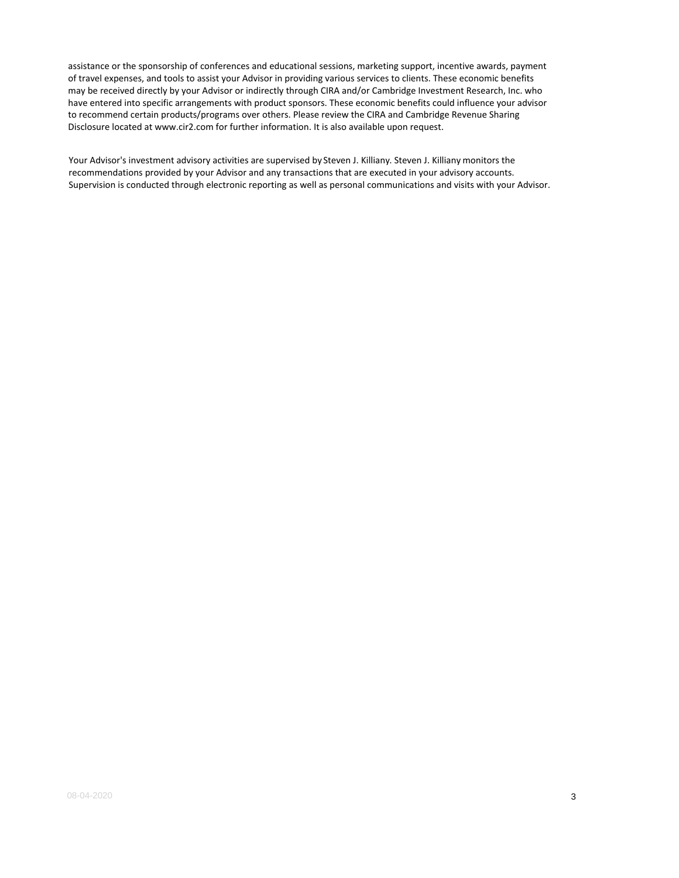assistance or the sponsorship of conferences and educational sessions, marketing support, incentive awards, payment of travel expenses, and tools to assist your Advisor in providing various services to clients. These economic benefits may be received directly by your Advisor or indirectly through CIRA and/or Cambridge Investment Research, Inc. who have entered into specific arrangements with product sponsors. These economic benefits could influence your advisor to recommend certain products/programs over others. Please review the CIRA and Cambridge Revenue Sharing Disclosure located at www.cir2.com for further information. It is also available upon request.

Your Advisor's investment advisory activities are supervised by Steven J. Killiany. Steven J. Killiany monitors the recommendations provided by your Advisor and any transactions that are executed in your advisory accounts. Supervision is conducted through electronic reporting as well as personal communications and visits with your Advisor.